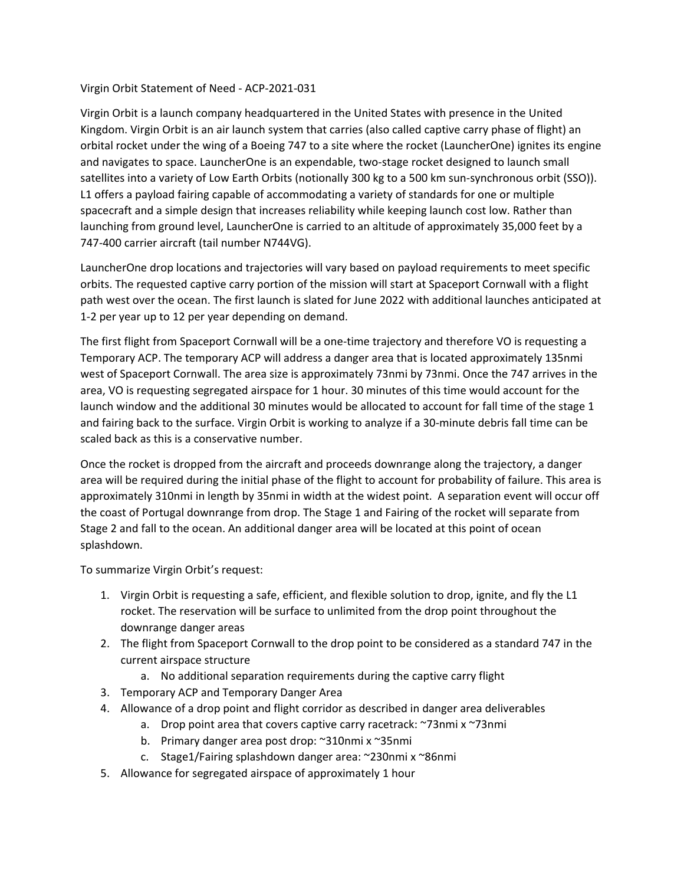Virgin Orbit Statement of Need - ACP-2021-031

Virgin Orbit is a launch company headquartered in the United States with presence in the United Kingdom. Virgin Orbit is an air launch system that carries (also called captive carry phase of flight) an orbital rocket under the wing of a Boeing 747 to a site where the rocket (LauncherOne) ignites its engine and navigates to space. LauncherOne is an expendable, two-stage rocket designed to launch small satellites into a variety of Low Earth Orbits (notionally 300 kg to a 500 km sun-synchronous orbit (SSO)). L1 offers a payload fairing capable of accommodating a variety of standards for one or multiple spacecraft and a simple design that increases reliability while keeping launch cost low. Rather than launching from ground level, LauncherOne is carried to an altitude of approximately 35,000 feet by a 747-400 carrier aircraft (tail number N744VG).

LauncherOne drop locations and trajectories will vary based on payload requirements to meet specific orbits. The requested captive carry portion of the mission will start at Spaceport Cornwall with a flight path west over the ocean. The first launch is slated for June 2022 with additional launches anticipated at 1-2 per year up to 12 per year depending on demand.

The first flight from Spaceport Cornwall will be a one-time trajectory and therefore VO is requesting a Temporary ACP. The temporary ACP will address a danger area that is located approximately 135nmi west of Spaceport Cornwall. The area size is approximately 73nmi by 73nmi. Once the 747 arrives in the area, VO is requesting segregated airspace for 1 hour. 30 minutes of this time would account for the launch window and the additional 30 minutes would be allocated to account for fall time of the stage 1 and fairing back to the surface. Virgin Orbit is working to analyze if a 30-minute debris fall time can be scaled back as this is a conservative number.

Once the rocket is dropped from the aircraft and proceeds downrange along the trajectory, a danger area will be required during the initial phase of the flight to account for probability of failure. This area is approximately 310nmi in length by 35nmi in width at the widest point. A separation event will occur off the coast of Portugal downrange from drop. The Stage 1 and Fairing of the rocket will separate from Stage 2 and fall to the ocean. An additional danger area will be located at this point of ocean splashdown.

To summarize Virgin Orbit's request:

1. Virgin Orbit is requesting a safe, efficient, and flexible solution to drop, ignite, and fly the L1 rocket. The reservation will be surface to unlimited from the drop point throughout the downrange danger areas
2. The flight from Spaceport Cornwall to the drop point to be considered as a standard 747 in the current airspace structure
   a. No additional separation requirements during the captive carry flight
3. Temporary ACP and Temporary Danger Area
4. Allowance of a drop point and flight corridor as described in danger area deliverables
   a. Drop point area that covers captive carry racetrack: ~73nmi x ~73nmi
   b. Primary danger area post drop: ~310nmi x ~35nmi
   c. Stage1/Fairing splashdown danger area: ~230nmi x ~86nmi
5. Allowance for segregated airspace of approximately 1 hour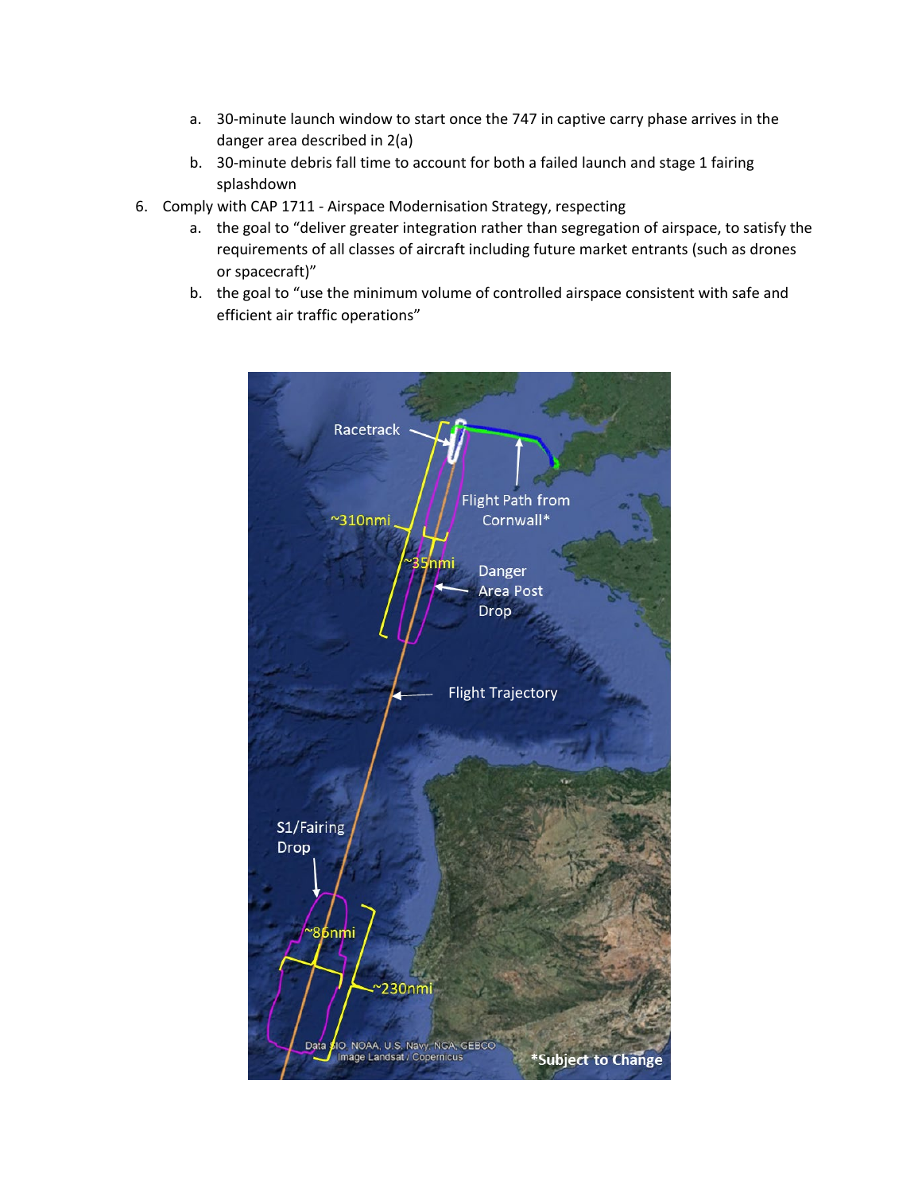a. 30-minute launch window to start once the 747 in captive carry phase arrives in the danger area described in 2(a)
   b. 30-minute debris fall time to account for both a failed launch and stage 1 fairing splashdown
6. Comply with CAP 1711 - Airspace Modernisation Strategy, respecting
   a. the goal to "deliver greater integration rather than segregation of airspace, to satisfy the requirements of all classes of aircraft including future market entrants (such as drones or spacecraft)"
   b. the goal to "use the minimum volume of controlled airspace consistent with safe and efficient air traffic operations"

Racetrack

Flight Path from Cornwall*

~310nmi

~35nmi

Danger Area Post Drop

Flight Trajectory

S1/Fairing Drop

~86nmi

~230nmi

Data SIO, NOAA, U.S. Navy, NGA, GEBCO
Image Landsat / Copernicus

*Subject to Change